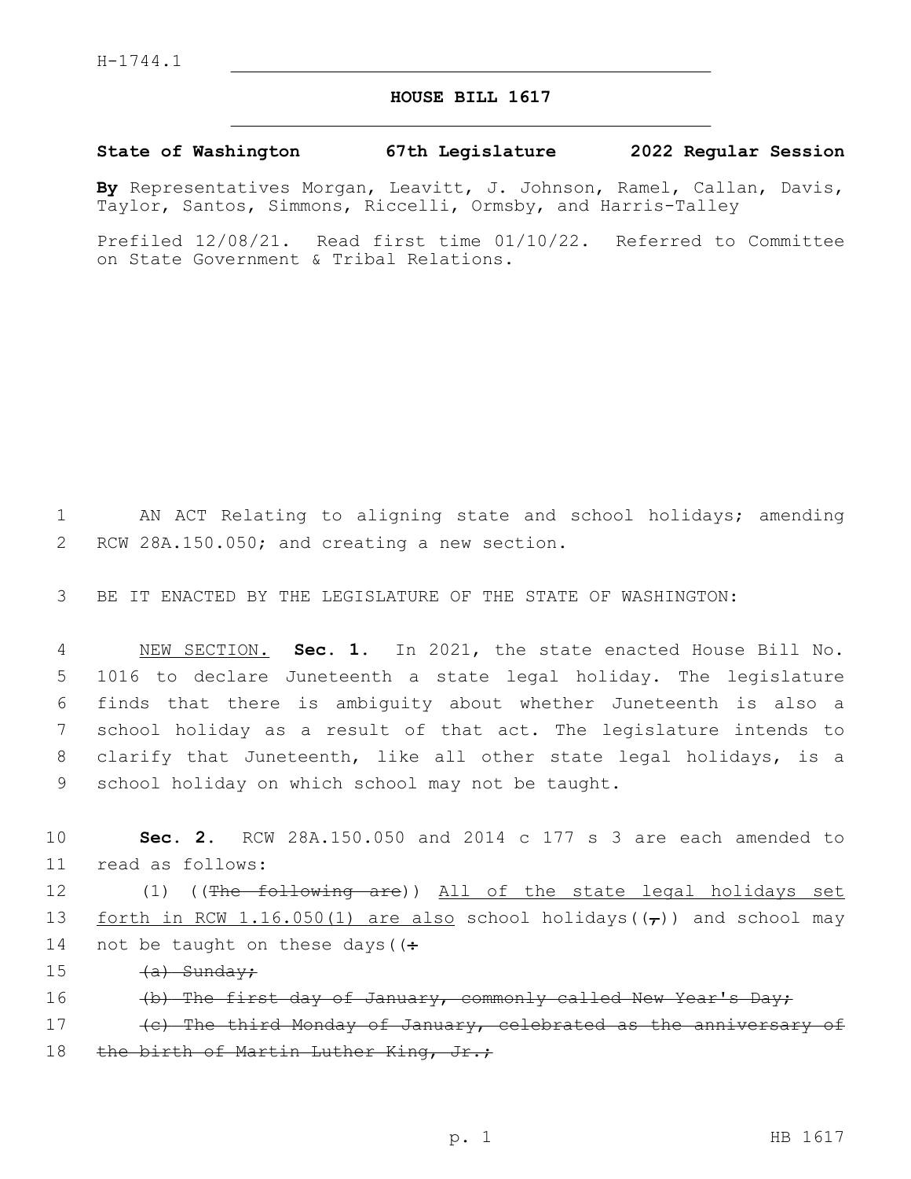H-1744.1

# HOUSE BILL 1617

**State of Washington 67th Legislature 2022 Regular Session**

**By** Representatives Morgan, Leavitt, J. Johnson, Ramel, Callan, Davis, Taylor, Santos, Simmons, Riccelli, Ormsby, and Harris-Talley

Prefiled 12/08/21. Read first time 01/10/22. Referred to Committee on State Government & Tribal Relations.

1 AN ACT Relating to aligning state and school holidays; amending 2 RCW 28A.150.050; and creating a new section.

3 BE IT ENACTED BY THE LEGISLATURE OF THE STATE OF WASHINGTON:

4 NEW SECTION. **Sec. 1.** In 2021, the state enacted House Bill No. 5 1016 to declare Juneteenth a state legal holiday. The legislature 6 finds that there is ambiguity about whether Juneteenth is also a 7 school holiday as a result of that act. The legislature intends to 8 clarify that Juneteenth, like all other state legal holidays, is a 9 school holiday on which school may not be taught.

10 **Sec. 2.** RCW 28A.150.050 and 2014 c 177 s 3 are each amended to 11 read as follows:

12 (1) ((~~The following are~~)) All of the state legal holidays set 13 forth in RCW 1.16.050(1) are also school holidays((~~,~~)) and school may 14 not be taught on these days((~~:~~

15 ~~(a) Sunday;~~

16 ~~(b) The first day of January, commonly called New Year's Day;~~

17 ~~(c) The third Monday of January, celebrated as the anniversary of~~ 18 ~~the birth of Martin Luther King, Jr.;~~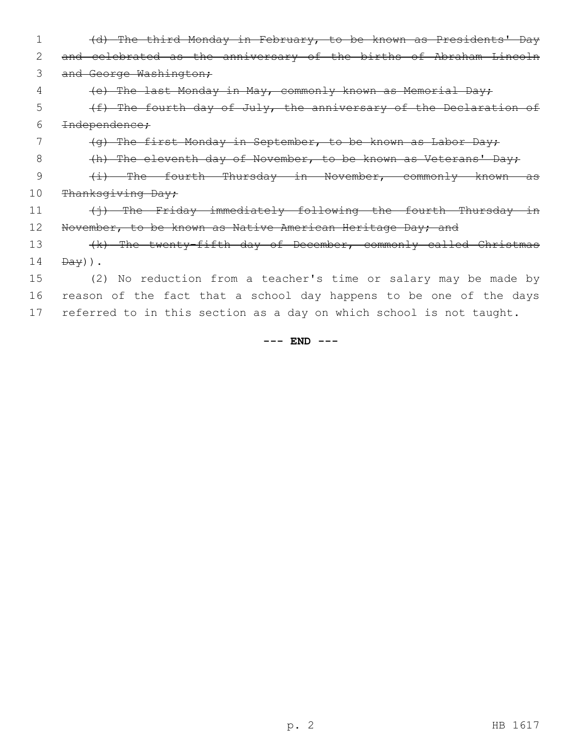~~(d) The third Monday in February, to be known as Presidents' Day and celebrated as the anniversary of the births of Abraham Lincoln and George Washington;~~

~~(e) The last Monday in May, commonly known as Memorial Day;~~

~~(f) The fourth day of July, the anniversary of the Declaration of Independence;~~

~~(g) The first Monday in September, to be known as Labor Day;~~

~~(h) The eleventh day of November, to be known as Veterans' Day;~~

~~(i) The fourth Thursday in November, commonly known as Thanksgiving Day;~~

~~(j) The Friday immediately following the fourth Thursday in November, to be known as Native American Heritage Day; and~~

~~(k) The twenty-fifth day of December, commonly called Christmas Day~~)).

(2) No reduction from a teacher's time or salary may be made by reason of the fact that a school day happens to be one of the days referred to in this section as a day on which school is not taught.

**--- END ---**